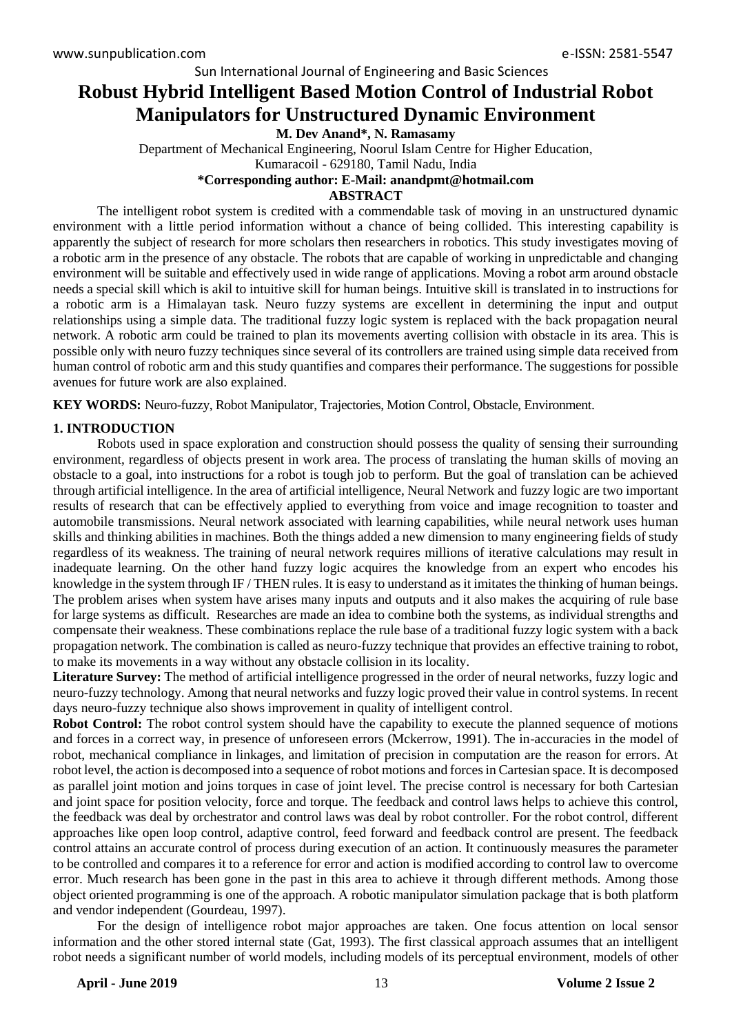# Robust Hybrid Intelligent Based Motion Control of Industrial Robot Manipulators for Unstructured Dynamic Environment

**M. Dev Anand*, N. Ramasamy**

Department of Mechanical Engineering, Noorul Islam Centre for Higher Education,
Kumaracoil - 629180, Tamil Nadu, India

**\*Corresponding author: E-Mail: anandpmt@hotmail.com**

## ABSTRACT

The intelligent robot system is credited with a commendable task of moving in an unstructured dynamic environment with a little period information without a chance of being collided. This interesting capability is apparently the subject of research for more scholars then researchers in robotics. This study investigates moving of a robotic arm in the presence of any obstacle. The robots that are capable of working in unpredictable and changing environment will be suitable and effectively used in wide range of applications. Moving a robot arm around obstacle needs a special skill which is akil to intuitive skill for human beings. Intuitive skill is translated in to instructions for a robotic arm is a Himalayan task. Neuro fuzzy systems are excellent in determining the input and output relationships using a simple data. The traditional fuzzy logic system is replaced with the back propagation neural network. A robotic arm could be trained to plan its movements averting collision with obstacle in its area. This is possible only with neuro fuzzy techniques since several of its controllers are trained using simple data received from human control of robotic arm and this study quantifies and compares their performance. The suggestions for possible avenues for future work are also explained.

**KEY WORDS:** Neuro-fuzzy, Robot Manipulator, Trajectories, Motion Control, Obstacle, Environment.

## 1. INTRODUCTION

Robots used in space exploration and construction should possess the quality of sensing their surrounding environment, regardless of objects present in work area. The process of translating the human skills of moving an obstacle to a goal, into instructions for a robot is tough job to perform. But the goal of translation can be achieved through artificial intelligence. In the area of artificial intelligence, Neural Network and fuzzy logic are two important results of research that can be effectively applied to everything from voice and image recognition to toaster and automobile transmissions. Neural network associated with learning capabilities, while neural network uses human skills and thinking abilities in machines. Both the things added a new dimension to many engineering fields of study regardless of its weakness. The training of neural network requires millions of iterative calculations may result in inadequate learning. On the other hand fuzzy logic acquires the knowledge from an expert who encodes his knowledge in the system through IF / THEN rules. It is easy to understand as it imitates the thinking of human beings. The problem arises when system have arises many inputs and outputs and it also makes the acquiring of rule base for large systems as difficult. Researches are made an idea to combine both the systems, as individual strengths and compensate their weakness. These combinations replace the rule base of a traditional fuzzy logic system with a back propagation network. The combination is called as neuro-fuzzy technique that provides an effective training to robot, to make its movements in a way without any obstacle collision in its locality.

**Literature Survey:** The method of artificial intelligence progressed in the order of neural networks, fuzzy logic and neuro-fuzzy technology. Among that neural networks and fuzzy logic proved their value in control systems. In recent days neuro-fuzzy technique also shows improvement in quality of intelligent control.

**Robot Control:** The robot control system should have the capability to execute the planned sequence of motions and forces in a correct way, in presence of unforeseen errors (Mckerrow, 1991). The in-accuracies in the model of robot, mechanical compliance in linkages, and limitation of precision in computation are the reason for errors. At robot level, the action is decomposed into a sequence of robot motions and forces in Cartesian space. It is decomposed as parallel joint motion and joins torques in case of joint level. The precise control is necessary for both Cartesian and joint space for position velocity, force and torque. The feedback and control laws helps to achieve this control, the feedback was deal by orchestrator and control laws was deal by robot controller. For the robot control, different approaches like open loop control, adaptive control, feed forward and feedback control are present. The feedback control attains an accurate control of process during execution of an action. It continuously measures the parameter to be controlled and compares it to a reference for error and action is modified according to control law to overcome error. Much research has been gone in the past in this area to achieve it through different methods. Among those object oriented programming is one of the approach. A robotic manipulator simulation package that is both platform and vendor independent (Gourdeau, 1997).

For the design of intelligence robot major approaches are taken. One focus attention on local sensor information and the other stored internal state (Gat, 1993). The first classical approach assumes that an intelligent robot needs a significant number of world models, including models of its perceptual environment, models of other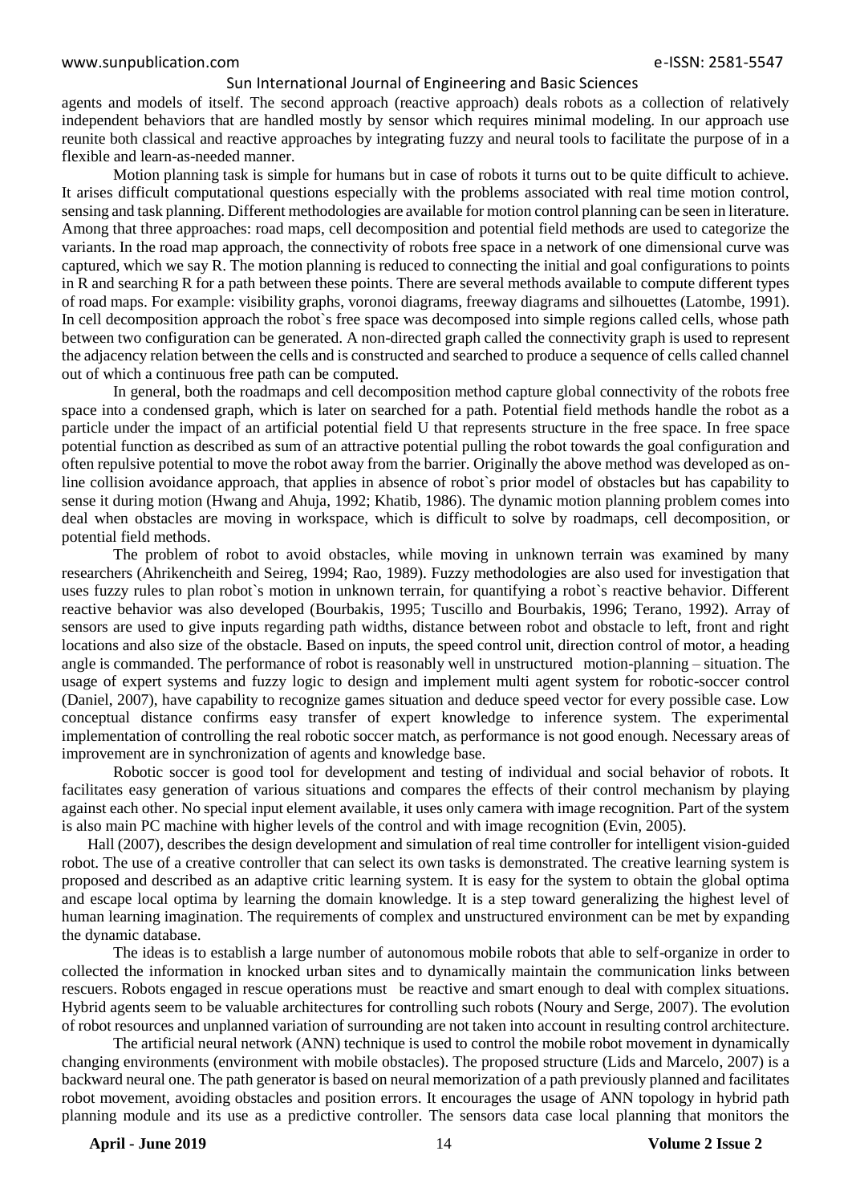agents and models of itself. The second approach (reactive approach) deals robots as a collection of relatively independent behaviors that are handled mostly by sensor which requires minimal modeling. In our approach use reunite both classical and reactive approaches by integrating fuzzy and neural tools to facilitate the purpose of in a flexible and learn-as-needed manner.

Motion planning task is simple for humans but in case of robots it turns out to be quite difficult to achieve. It arises difficult computational questions especially with the problems associated with real time motion control, sensing and task planning. Different methodologies are available for motion control planning can be seen in literature. Among that three approaches: road maps, cell decomposition and potential field methods are used to categorize the variants. In the road map approach, the connectivity of robots free space in a network of one dimensional curve was captured, which we say R. The motion planning is reduced to connecting the initial and goal configurations to points in R and searching R for a path between these points. There are several methods available to compute different types of road maps. For example: visibility graphs, voronoi diagrams, freeway diagrams and silhouettes (Latombe, 1991). In cell decomposition approach the robot`s free space was decomposed into simple regions called cells, whose path between two configuration can be generated. A non-directed graph called the connectivity graph is used to represent the adjacency relation between the cells and is constructed and searched to produce a sequence of cells called channel out of which a continuous free path can be computed.

In general, both the roadmaps and cell decomposition method capture global connectivity of the robots free space into a condensed graph, which is later on searched for a path. Potential field methods handle the robot as a particle under the impact of an artificial potential field U that represents structure in the free space. In free space potential function as described as sum of an attractive potential pulling the robot towards the goal configuration and often repulsive potential to move the robot away from the barrier. Originally the above method was developed as on-line collision avoidance approach, that applies in absence of robot`s prior model of obstacles but has capability to sense it during motion (Hwang and Ahuja, 1992; Khatib, 1986). The dynamic motion planning problem comes into deal when obstacles are moving in workspace, which is difficult to solve by roadmaps, cell decomposition, or potential field methods.

The problem of robot to avoid obstacles, while moving in unknown terrain was examined by many researchers (Ahrikencheith and Seireg, 1994; Rao, 1989). Fuzzy methodologies are also used for investigation that uses fuzzy rules to plan robot`s motion in unknown terrain, for quantifying a robot`s reactive behavior. Different reactive behavior was also developed (Bourbakis, 1995; Tuscillo and Bourbakis, 1996; Terano, 1992). Array of sensors are used to give inputs regarding path widths, distance between robot and obstacle to left, front and right locations and also size of the obstacle. Based on inputs, the speed control unit, direction control of motor, a heading angle is commanded. The performance of robot is reasonably well in unstructured motion-planning – situation. The usage of expert systems and fuzzy logic to design and implement multi agent system for robotic-soccer control (Daniel, 2007), have capability to recognize games situation and deduce speed vector for every possible case. Low conceptual distance confirms easy transfer of expert knowledge to inference system. The experimental implementation of controlling the real robotic soccer match, as performance is not good enough. Necessary areas of improvement are in synchronization of agents and knowledge base.

Robotic soccer is good tool for development and testing of individual and social behavior of robots. It facilitates easy generation of various situations and compares the effects of their control mechanism by playing against each other. No special input element available, it uses only camera with image recognition. Part of the system is also main PC machine with higher levels of the control and with image recognition (Evin, 2005).

Hall (2007), describes the design development and simulation of real time controller for intelligent vision-guided robot. The use of a creative controller that can select its own tasks is demonstrated. The creative learning system is proposed and described as an adaptive critic learning system. It is easy for the system to obtain the global optima and escape local optima by learning the domain knowledge. It is a step toward generalizing the highest level of human learning imagination. The requirements of complex and unstructured environment can be met by expanding the dynamic database.

The ideas is to establish a large number of autonomous mobile robots that able to self-organize in order to collected the information in knocked urban sites and to dynamically maintain the communication links between rescuers. Robots engaged in rescue operations must be reactive and smart enough to deal with complex situations. Hybrid agents seem to be valuable architectures for controlling such robots (Noury and Serge, 2007). The evolution of robot resources and unplanned variation of surrounding are not taken into account in resulting control architecture.

The artificial neural network (ANN) technique is used to control the mobile robot movement in dynamically changing environments (environment with mobile obstacles). The proposed structure (Lids and Marcelo, 2007) is a backward neural one. The path generator is based on neural memorization of a path previously planned and facilitates robot movement, avoiding obstacles and position errors. It encourages the usage of ANN topology in hybrid path planning module and its use as a predictive controller. The sensors data case local planning that monitors the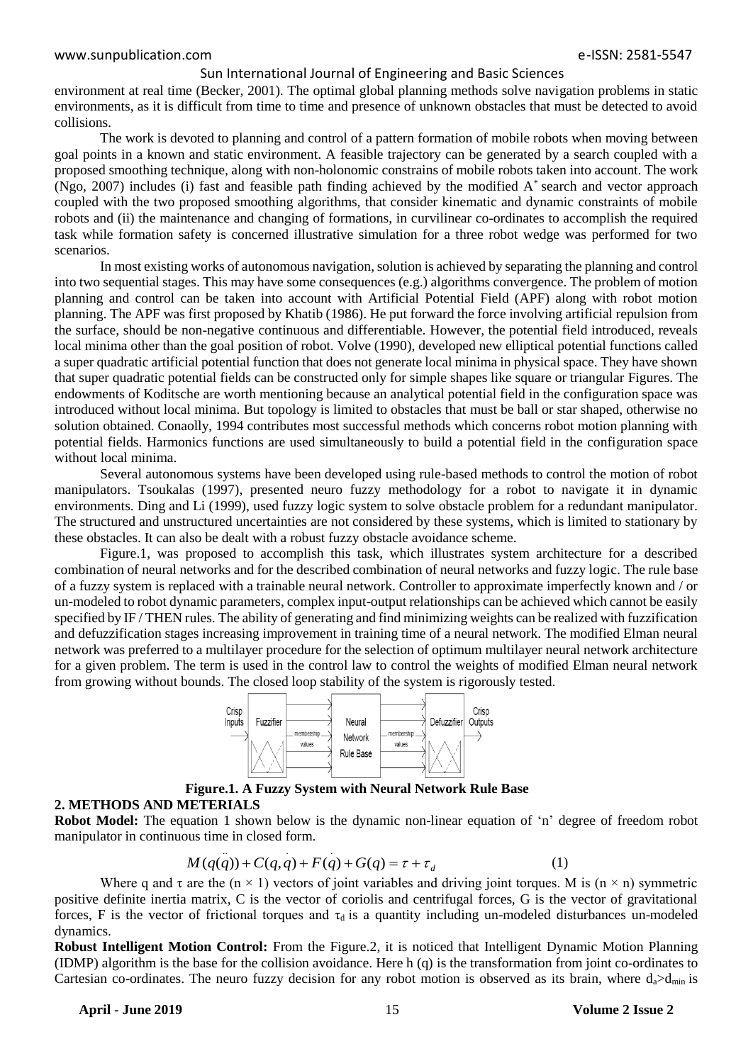environment at real time (Becker, 2001). The optimal global planning methods solve navigation problems in static environments, as it is difficult from time to time and presence of unknown obstacles that must be detected to avoid collisions.

The work is devoted to planning and control of a pattern formation of mobile robots when moving between goal points in a known and static environment. A feasible trajectory can be generated by a search coupled with a proposed smoothing technique, along with non-holonomic constrains of mobile robots taken into account. The work (Ngo, 2007) includes (i) fast and feasible path finding achieved by the modified $A^*$ search and vector approach coupled with the two proposed smoothing algorithms, that consider kinematic and dynamic constraints of mobile robots and (ii) the maintenance and changing of formations, in curvilinear co-ordinates to accomplish the required task while formation safety is concerned illustrative simulation for a three robot wedge was performed for two scenarios.

In most existing works of autonomous navigation, solution is achieved by separating the planning and control into two sequential stages. This may have some consequences (e.g.) algorithms convergence. The problem of motion planning and control can be taken into account with Artificial Potential Field (APF) along with robot motion planning. The APF was first proposed by Khatib (1986). He put forward the force involving artificial repulsion from the surface, should be non-negative continuous and differentiable. However, the potential field introduced, reveals local minima other than the goal position of robot. Volve (1990), developed new elliptical potential functions called a super quadratic artificial potential function that does not generate local minima in physical space. They have shown that super quadratic potential fields can be constructed only for simple shapes like square or triangular Figures. The endowments of Koditsche are worth mentioning because an analytical potential field in the configuration space was introduced without local minima. But topology is limited to obstacles that must be ball or star shaped, otherwise no solution obtained. Conaolly, 1994 contributes most successful methods which concerns robot motion planning with potential fields. Harmonics functions are used simultaneously to build a potential field in the configuration space without local minima.

Several autonomous systems have been developed using rule-based methods to control the motion of robot manipulators. Tsoukalas (1997), presented neuro fuzzy methodology for a robot to navigate it in dynamic environments. Ding and Li (1999), used fuzzy logic system to solve obstacle problem for a redundant manipulator. The structured and unstructured uncertainties are not considered by these systems, which is limited to stationary by these obstacles. It can also be dealt with a robust fuzzy obstacle avoidance scheme.

Figure.1, was proposed to accomplish this task, which illustrates system architecture for a described combination of neural networks and for the described combination of neural networks and fuzzy logic. The rule base of a fuzzy system is replaced with a trainable neural network. Controller to approximate imperfectly known and / or un-modeled to robot dynamic parameters, complex input-output relationships can be achieved which cannot be easily specified by IF / THEN rules. The ability of generating and find minimizing weights can be realized with fuzzification and defuzzification stages increasing improvement in training time of a neural network. The modified Elman neural network was preferred to a multilayer procedure for the selection of optimum multilayer neural network architecture for a given problem. The term is used in the control law to control the weights of modified Elman neural network from growing without bounds. The closed loop stability of the system is rigorously tested.

**Figure.1. A Fuzzy System with Neural Network Rule Base**

## 2. METHODS AND METERIALS

**Robot Model:** The equation 1 shown below is the dynamic non-linear equation of 'n' degree of freedom robot manipulator in continuous time in closed form.

$$M(q(\ddot{q})) + C(q,\dot{q}) + F(\dot{q}) + G(q) = \tau + \tau_d \qquad (1)$$

Where q and $\tau$ are the $(n \times 1)$ vectors of joint variables and driving joint torques. M is $(n \times n)$ symmetric positive definite inertia matrix, C is the vector of coriolis and centrifugal forces, G is the vector of gravitational forces, F is the vector of frictional torques and $\tau_d$ is a quantity including un-modeled disturbances un-modeled dynamics.

**Robust Intelligent Motion Control:** From the Figure.2, it is noticed that Intelligent Dynamic Motion Planning (IDMP) algorithm is the base for the collision avoidance. Here h (q) is the transformation from joint co-ordinates to Cartesian co-ordinates. The neuro fuzzy decision for any robot motion is observed as its brain, where $d_a > d_{min}$ is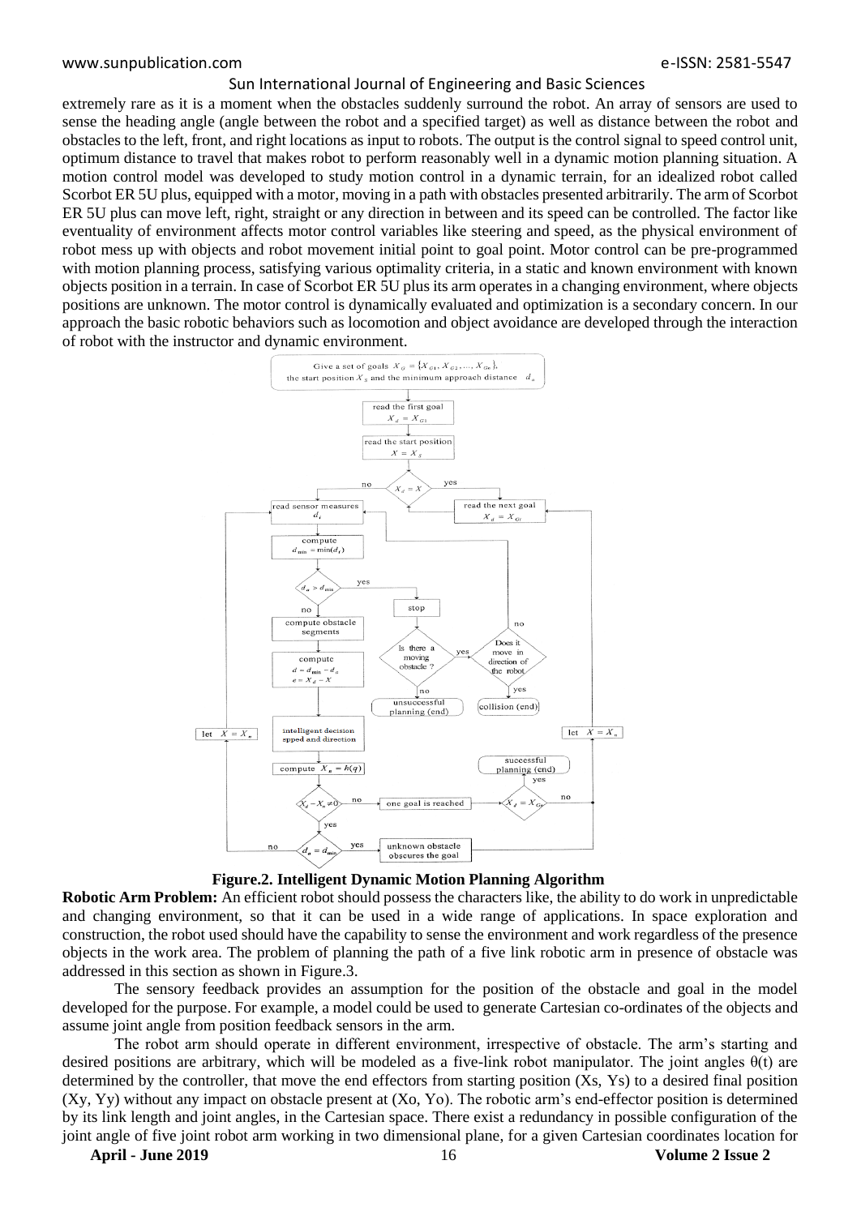extremely rare as it is a moment when the obstacles suddenly surround the robot. An array of sensors are used to sense the heading angle (angle between the robot and a specified target) as well as distance between the robot and obstacles to the left, front, and right locations as input to robots. The output is the control signal to speed control unit, optimum distance to travel that makes robot to perform reasonably well in a dynamic motion planning situation. A motion control model was developed to study motion control in a dynamic terrain, for an idealized robot called Scorbot ER 5U plus, equipped with a motor, moving in a path with obstacles presented arbitrarily. The arm of Scorbot ER 5U plus can move left, right, straight or any direction in between and its speed can be controlled. The factor like eventuality of environment affects motor control variables like steering and speed, as the physical environment of robot mess up with objects and robot movement initial point to goal point. Motor control can be pre-programmed with motion planning process, satisfying various optimality criteria, in a static and known environment with known objects position in a terrain. In case of Scorbot ER 5U plus its arm operates in a changing environment, where objects positions are unknown. The motor control is dynamically evaluated and optimization is a secondary concern. In our approach the basic robotic behaviors such as locomotion and object avoidance are developed through the interaction of robot with the instructor and dynamic environment.

**Figure.2. Intelligent Dynamic Motion Planning Algorithm**

**Robotic Arm Problem:** An efficient robot should possess the characters like, the ability to do work in unpredictable and changing environment, so that it can be used in a wide range of applications. In space exploration and construction, the robot used should have the capability to sense the environment and work regardless of the presence objects in the work area. The problem of planning the path of a five link robotic arm in presence of obstacle was addressed in this section as shown in Figure.3.

The sensory feedback provides an assumption for the position of the obstacle and goal in the model developed for the purpose. For example, a model could be used to generate Cartesian co-ordinates of the objects and assume joint angle from position feedback sensors in the arm.

The robot arm should operate in different environment, irrespective of obstacle. The arm's starting and desired positions are arbitrary, which will be modeled as a five-link robot manipulator. The joint angles $\theta(t)$ are determined by the controller, that move the end effectors from starting position (Xs, Ys) to a desired final position (Xy, Yy) without any impact on obstacle present at (Xo, Yo). The robotic arm's end-effector position is determined by its link length and joint angles, in the Cartesian space. There exist a redundancy in possible configuration of the joint angle of five joint robot arm working in two dimensional plane, for a given Cartesian coordinates location for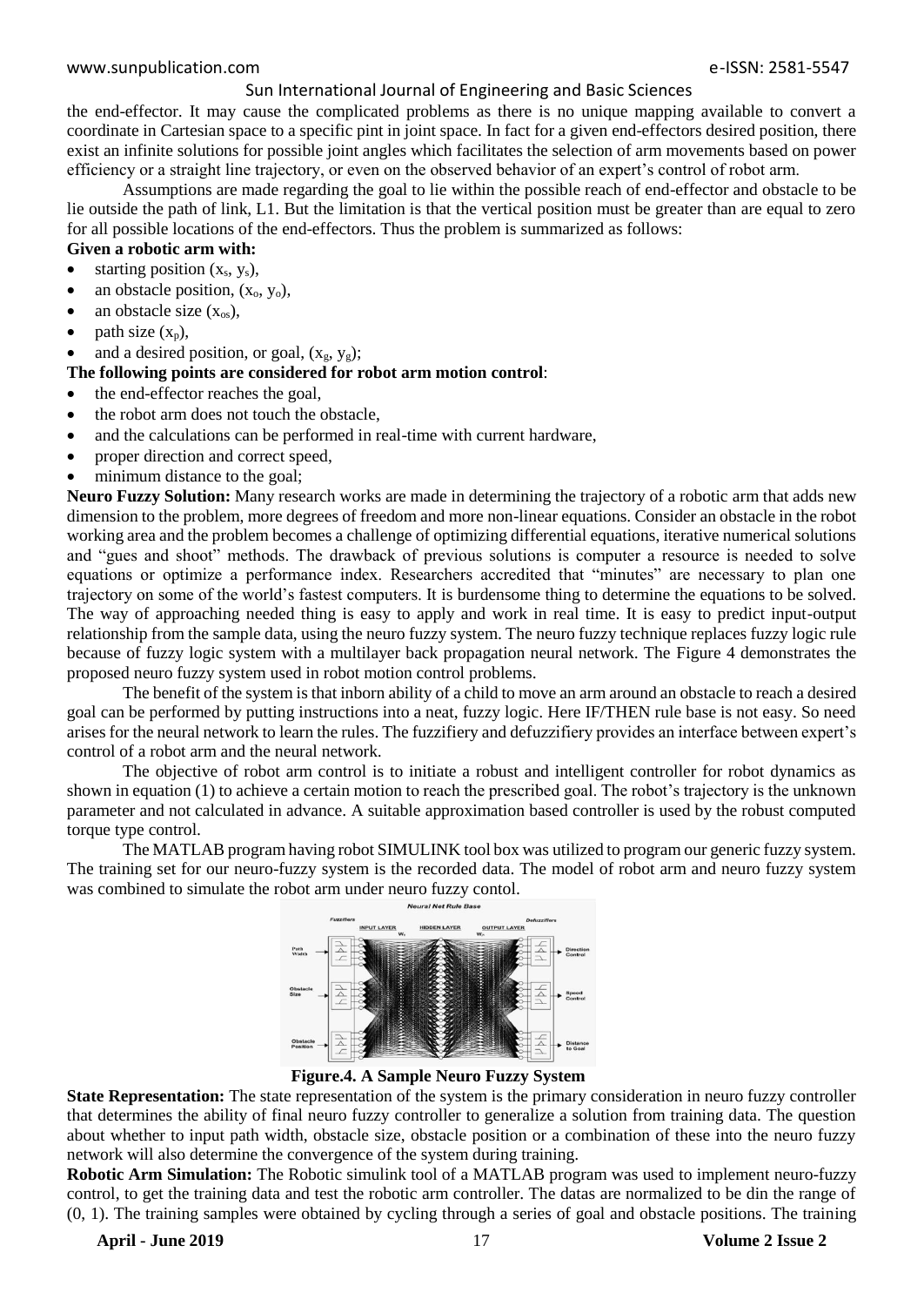the end-effector. It may cause the complicated problems as there is no unique mapping available to convert a coordinate in Cartesian space to a specific pint in joint space. In fact for a given end-effectors desired position, there exist an infinite solutions for possible joint angles which facilitates the selection of arm movements based on power efficiency or a straight line trajectory, or even on the observed behavior of an expert's control of robot arm.

Assumptions are made regarding the goal to lie within the possible reach of end-effector and obstacle to be lie outside the path of link, L1. But the limitation is that the vertical position must be greater than are equal to zero for all possible locations of the end-effectors. Thus the problem is summarized as follows:

**Given a robotic arm with:**

- starting position ($x_s$, $y_s$),
- an obstacle position, ($x_o$, $y_o$),
- an obstacle size ($x_{os}$),
- path size ($x_p$),
- and a desired position, or goal, ($x_g$, $y_g$);

**The following points are considered for robot arm motion control**:

- the end-effector reaches the goal,
- the robot arm does not touch the obstacle,
- and the calculations can be performed in real-time with current hardware,
- proper direction and correct speed,
- minimum distance to the goal;

**Neuro Fuzzy Solution:** Many research works are made in determining the trajectory of a robotic arm that adds new dimension to the problem, more degrees of freedom and more non-linear equations. Consider an obstacle in the robot working area and the problem becomes a challenge of optimizing differential equations, iterative numerical solutions and "gues and shoot" methods. The drawback of previous solutions is computer a resource is needed to solve equations or optimize a performance index. Researchers accredited that "minutes" are necessary to plan one trajectory on some of the world's fastest computers. It is burdensome thing to determine the equations to be solved. The way of approaching needed thing is easy to apply and work in real time. It is easy to predict input-output relationship from the sample data, using the neuro fuzzy system. The neuro fuzzy technique replaces fuzzy logic rule because of fuzzy logic system with a multilayer back propagation neural network. The Figure 4 demonstrates the proposed neuro fuzzy system used in robot motion control problems.

The benefit of the system is that inborn ability of a child to move an arm around an obstacle to reach a desired goal can be performed by putting instructions into a neat, fuzzy logic. Here IF/THEN rule base is not easy. So need arises for the neural network to learn the rules. The fuzzifiery and defuzzifiery provides an interface between expert's control of a robot arm and the neural network.

The objective of robot arm control is to initiate a robust and intelligent controller for robot dynamics as shown in equation (1) to achieve a certain motion to reach the prescribed goal. The robot's trajectory is the unknown parameter and not calculated in advance. A suitable approximation based controller is used by the robust computed torque type control.

The MATLAB program having robot SIMULINK tool box was utilized to program our generic fuzzy system. The training set for our neuro-fuzzy system is the recorded data. The model of robot arm and neuro fuzzy system was combined to simulate the robot arm under neuro fuzzy contol.

**Figure.4. A Sample Neuro Fuzzy System**

**State Representation:** The state representation of the system is the primary consideration in neuro fuzzy controller that determines the ability of final neuro fuzzy controller to generalize a solution from training data. The question about whether to input path width, obstacle size, obstacle position or a combination of these into the neuro fuzzy network will also determine the convergence of the system during training.

**Robotic Arm Simulation:** The Robotic simulink tool of a MATLAB program was used to implement neuro-fuzzy control, to get the training data and test the robotic arm controller. The datas are normalized to be din the range of (0, 1). The training samples were obtained by cycling through a series of goal and obstacle positions. The training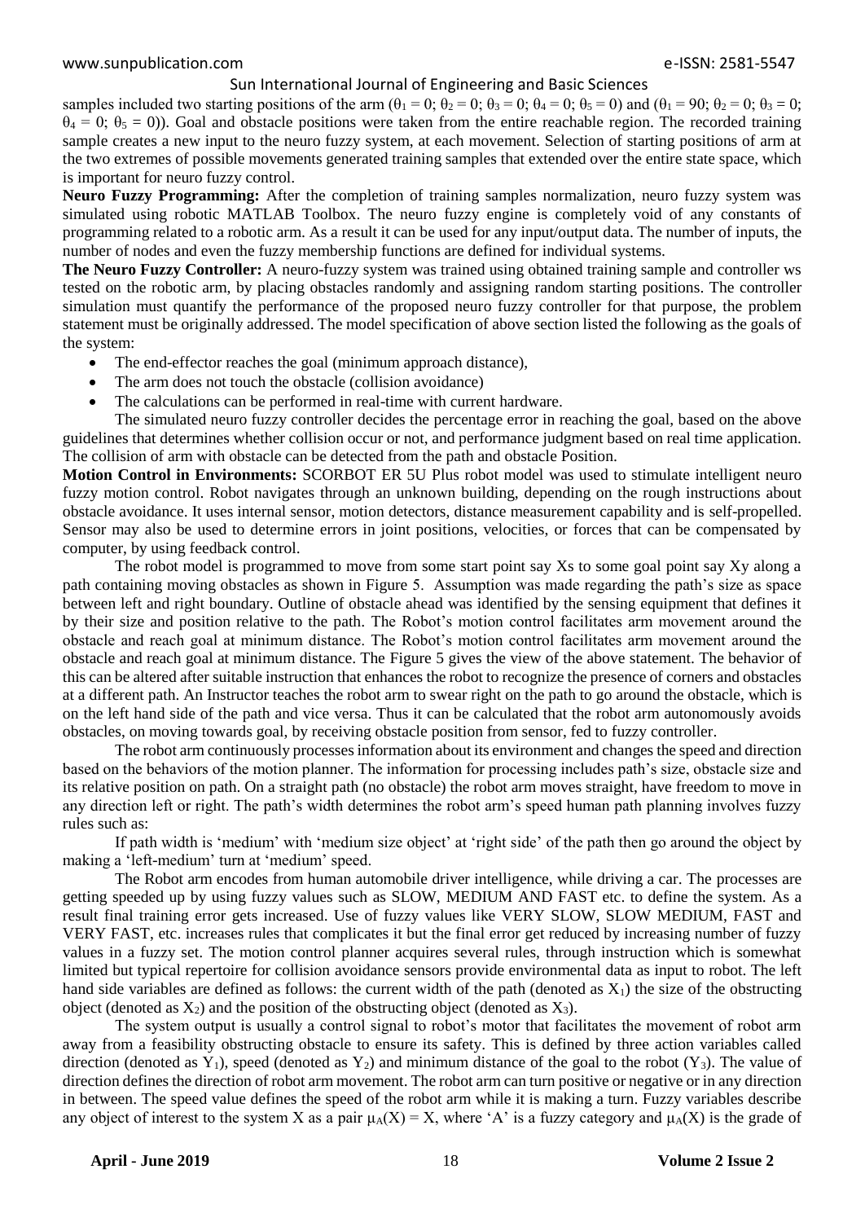samples included two starting positions of the arm ($\theta_1 = 0$; $\theta_2 = 0$; $\theta_3 = 0$; $\theta_4 = 0$; $\theta_5 = 0$) and ($\theta_1 = 90$; $\theta_2 = 0$; $\theta_3 = 0$; $\theta_4 = 0$; $\theta_5 = 0$)). Goal and obstacle positions were taken from the entire reachable region. The recorded training sample creates a new input to the neuro fuzzy system, at each movement. Selection of starting positions of arm at the two extremes of possible movements generated training samples that extended over the entire state space, which is important for neuro fuzzy control.

**Neuro Fuzzy Programming:** After the completion of training samples normalization, neuro fuzzy system was simulated using robotic MATLAB Toolbox. The neuro fuzzy engine is completely void of any constants of programming related to a robotic arm. As a result it can be used for any input/output data. The number of inputs, the number of nodes and even the fuzzy membership functions are defined for individual systems.

**The Neuro Fuzzy Controller:** A neuro-fuzzy system was trained using obtained training sample and controller ws tested on the robotic arm, by placing obstacles randomly and assigning random starting positions. The controller simulation must quantify the performance of the proposed neuro fuzzy controller for that purpose, the problem statement must be originally addressed. The model specification of above section listed the following as the goals of the system:

- The end-effector reaches the goal (minimum approach distance),
- The arm does not touch the obstacle (collision avoidance)
- The calculations can be performed in real-time with current hardware.

The simulated neuro fuzzy controller decides the percentage error in reaching the goal, based on the above guidelines that determines whether collision occur or not, and performance judgment based on real time application. The collision of arm with obstacle can be detected from the path and obstacle Position.

**Motion Control in Environments:** SCORBOT ER 5U Plus robot model was used to stimulate intelligent neuro fuzzy motion control. Robot navigates through an unknown building, depending on the rough instructions about obstacle avoidance. It uses internal sensor, motion detectors, distance measurement capability and is self-propelled. Sensor may also be used to determine errors in joint positions, velocities, or forces that can be compensated by computer, by using feedback control.

The robot model is programmed to move from some start point say Xs to some goal point say Xy along a path containing moving obstacles as shown in Figure 5. Assumption was made regarding the path's size as space between left and right boundary. Outline of obstacle ahead was identified by the sensing equipment that defines it by their size and position relative to the path. The Robot's motion control facilitates arm movement around the obstacle and reach goal at minimum distance. The Robot's motion control facilitates arm movement around the obstacle and reach goal at minimum distance. The Figure 5 gives the view of the above statement. The behavior of this can be altered after suitable instruction that enhances the robot to recognize the presence of corners and obstacles at a different path. An Instructor teaches the robot arm to swear right on the path to go around the obstacle, which is on the left hand side of the path and vice versa. Thus it can be calculated that the robot arm autonomously avoids obstacles, on moving towards goal, by receiving obstacle position from sensor, fed to fuzzy controller.

The robot arm continuously processes information about its environment and changes the speed and direction based on the behaviors of the motion planner. The information for processing includes path's size, obstacle size and its relative position on path. On a straight path (no obstacle) the robot arm moves straight, have freedom to move in any direction left or right. The path's width determines the robot arm's speed human path planning involves fuzzy rules such as:

If path width is 'medium' with 'medium size object' at 'right side' of the path then go around the object by making a 'left-medium' turn at 'medium' speed.

The Robot arm encodes from human automobile driver intelligence, while driving a car. The processes are getting speeded up by using fuzzy values such as SLOW, MEDIUM AND FAST etc. to define the system. As a result final training error gets increased. Use of fuzzy values like VERY SLOW, SLOW MEDIUM, FAST and VERY FAST, etc. increases rules that complicates it but the final error get reduced by increasing number of fuzzy values in a fuzzy set. The motion control planner acquires several rules, through instruction which is somewhat limited but typical repertoire for collision avoidance sensors provide environmental data as input to robot. The left hand side variables are defined as follows: the current width of the path (denoted as $X_1$) the size of the obstructing object (denoted as $X_2$) and the position of the obstructing object (denoted as $X_3$).

The system output is usually a control signal to robot's motor that facilitates the movement of robot arm away from a feasibility obstructing obstacle to ensure its safety. This is defined by three action variables called direction (denoted as $Y_1$), speed (denoted as $Y_2$) and minimum distance of the goal to the robot ($Y_3$). The value of direction defines the direction of robot arm movement. The robot arm can turn positive or negative or in any direction in between. The speed value defines the speed of the robot arm while it is making a turn. Fuzzy variables describe any object of interest to the system X as a pair $\mu_A(X) = X$, where 'A' is a fuzzy category and $\mu_A(X)$ is the grade of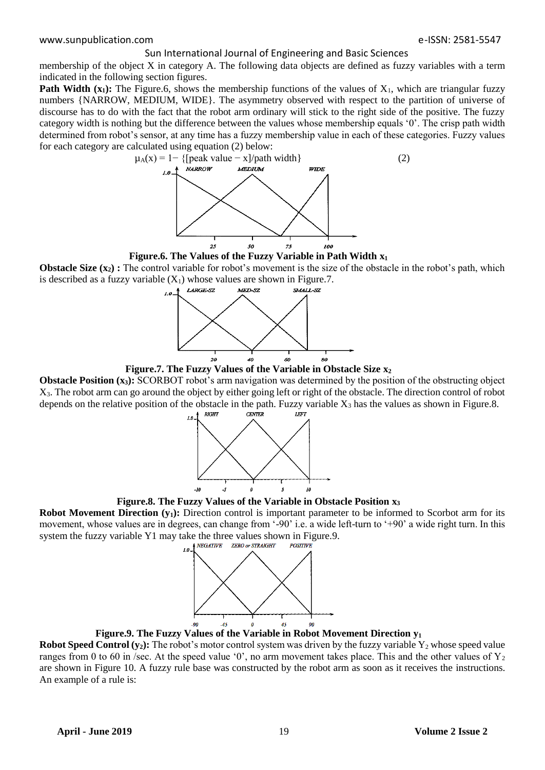membership of the object X in category A. The following data objects are defined as fuzzy variables with a term indicated in the following section figures.

**Path Width ($x_1$):** The Figure.6, shows the membership functions of the values of $X_1$, which are triangular fuzzy numbers {NARROW, MEDIUM, WIDE}. The asymmetry observed with respect to the partition of universe of discourse has to do with the fact that the robot arm ordinary will stick to the right side of the positive. The fuzzy category width is nothing but the difference between the values whose membership equals '0'. The crisp path width determined from robot's sensor, at any time has a fuzzy membership value in each of these categories. Fuzzy values for each category are calculated using equation (2) below:

$$\mu_A(x) = 1 - \{[\text{peak value} - x]/\text{path width}\} \qquad (2)$$

**Figure.6. The Values of the Fuzzy Variable in Path Width $x_1$**

**Obstacle Size ($x_2$) :** The control variable for robot's movement is the size of the obstacle in the robot's path, which is described as a fuzzy variable ($X_1$) whose values are shown in Figure.7.

**Figure.7. The Fuzzy Values of the Variable in Obstacle Size $x_2$**

**Obstacle Position ($x_3$):** SCORBOT robot's arm navigation was determined by the position of the obstructing object $X_3$. The robot arm can go around the object by either going left or right of the obstacle. The direction control of robot depends on the relative position of the obstacle in the path. Fuzzy variable $X_3$ has the values as shown in Figure.8.

**Figure.8. The Fuzzy Values of the Variable in Obstacle Position $x_3$**

**Robot Movement Direction ($y_1$):** Direction control is important parameter to be informed to Scorbot arm for its movement, whose values are in degrees, can change from '-90' i.e. a wide left-turn to '+90' a wide right turn. In this system the fuzzy variable Y1 may take the three values shown in Figure.9.

**Figure.9. The Fuzzy Values of the Variable in Robot Movement Direction $y_1$**

**Robot Speed Control ($y_2$):** The robot's motor control system was driven by the fuzzy variable $Y_2$ whose speed value ranges from 0 to 60 in /sec. At the speed value '0', no arm movement takes place. This and the other values of $Y_2$ are shown in Figure 10. A fuzzy rule base was constructed by the robot arm as soon as it receives the instructions. An example of a rule is: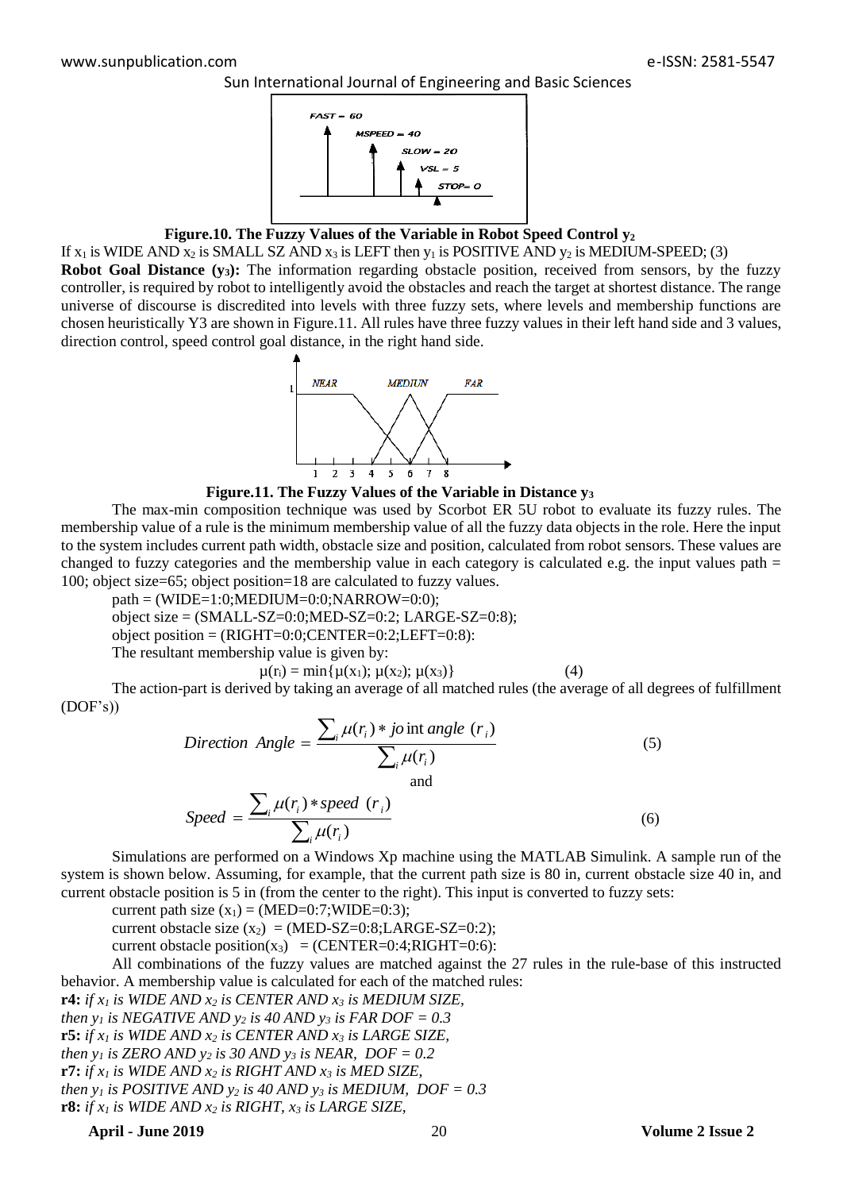**Figure.10. The Fuzzy Values of the Variable in Robot Speed Control $y_2$**

If $x_1$ is WIDE AND $x_2$ is SMALL SZ AND $x_3$ is LEFT then $y_1$ is POSITIVE AND $y_2$ is MEDIUM-SPEED; (3)

**Robot Goal Distance ($y_3$):** The information regarding obstacle position, received from sensors, by the fuzzy controller, is required by robot to intelligently avoid the obstacles and reach the target at shortest distance. The range universe of discourse is discredited into levels with three fuzzy sets, where levels and membership functions are chosen heuristically Y3 are shown in Figure.11. All rules have three fuzzy values in their left hand side and 3 values, direction control, speed control goal distance, in the right hand side.

**Figure.11. The Fuzzy Values of the Variable in Distance $y_3$**

The max-min composition technique was used by Scorbot ER 5U robot to evaluate its fuzzy rules. The membership value of a rule is the minimum membership value of all the fuzzy data objects in the role. Here the input to the system includes current path width, obstacle size and position, calculated from robot sensors. These values are changed to fuzzy categories and the membership value in each category is calculated e.g. the input values path = 100; object size=65; object position=18 are calculated to fuzzy values.

path = (WIDE=1:0;MEDIUM=0:0;NARROW=0:0);

object size = (SMALL-SZ=0:0;MED-SZ=0:2; LARGE-SZ=0:8);

object position = (RIGHT=0:0;CENTER=0:2;LEFT=0:8):

The resultant membership value is given by:

$$\mu(r_i) = \min\{\mu(x_1); \mu(x_2); \mu(x_3)\} \tag{4}$$

The action-part is derived by taking an average of all matched rules (the average of all degrees of fulfillment (DOF's))

$$Direction\ Angle = \frac{\sum_i \mu(r_i) * joint\ angle\ (r_i)}{\sum_i \mu(r_i)} \tag{5}$$

and

$$Speed = \frac{\sum_i \mu(r_i) * speed\ (r_i)}{\sum_i \mu(r_i)} \tag{6}$$

Simulations are performed on a Windows Xp machine using the MATLAB Simulink. A sample run of the system is shown below. Assuming, for example, that the current path size is 80 in, current obstacle size 40 in, and current obstacle position is 5 in (from the center to the right). This input is converted to fuzzy sets:

current path size ($x_1$) = (MED=0:7;WIDE=0:3);

current obstacle size ($x_2$) = (MED-SZ=0:8;LARGE-SZ=0:2);

current obstacle position($x_3$) = (CENTER=0:4;RIGHT=0:6):

All combinations of the fuzzy values are matched against the 27 rules in the rule-base of this instructed behavior. A membership value is calculated for each of the matched rules:

**r4:** *if $x_1$ is WIDE AND $x_2$ is CENTER AND $x_3$ is MEDIUM SIZE,*
*then $y_1$ is NEGATIVE AND $y_2$ is 40 AND $y_3$ is FAR DOF = 0.3*

**r5:** *if $x_1$ is WIDE AND $x_2$ is CENTER AND $x_3$ is LARGE SIZE,*
*then $y_1$ is ZERO AND $y_2$ is 30 AND $y_3$ is NEAR, DOF = 0.2*

**r7:** *if $x_1$ is WIDE AND $x_2$ is RIGHT AND $x_3$ is MED SIZE,*
*then $y_1$ is POSITIVE AND $y_2$ is 40 AND $y_3$ is MEDIUM, DOF = 0.3*

**r8:** *if $x_1$ is WIDE AND $x_2$ is RIGHT, $x_3$ is LARGE SIZE,*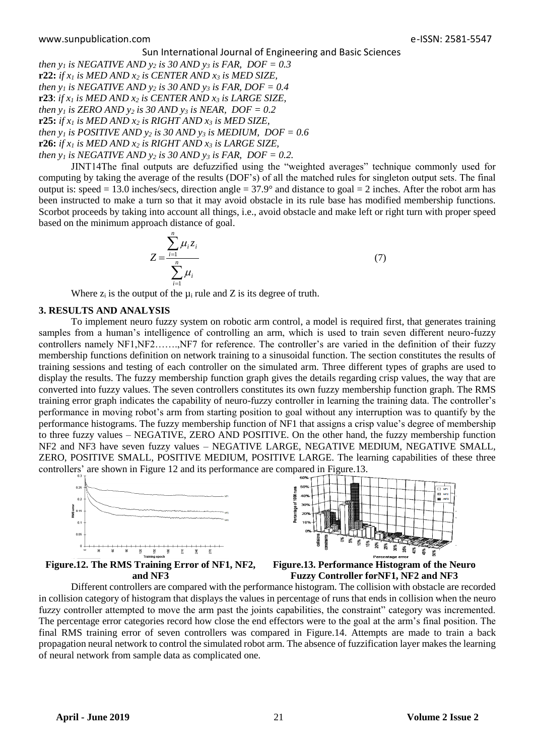*then $y_1$ is NEGATIVE AND $y_2$ is 30 AND $y_3$ is FAR, DOF = 0.3*

**r22:** *if $x_1$ is MED AND $x_2$ is CENTER AND $x_3$ is MED SIZE,*
*then $y_1$ is NEGATIVE AND $y_2$ is 30 AND $y_3$ is FAR, DOF = 0.4*

**r23**: *if $x_1$ is MED AND $x_2$ is CENTER AND $x_3$ is LARGE SIZE,*
*then $y_1$ is ZERO AND $y_2$ is 30 AND $y_3$ is NEAR, DOF = 0.2*

**r25:** *if $x_1$ is MED AND $x_2$ is RIGHT AND $x_3$ is MED SIZE,*
*then $y_1$ is POSITIVE AND $y_2$ is 30 AND $y_3$ is MEDIUM, DOF = 0.6*

**r26:** *if $x_1$ is MED AND $x_2$ is RIGHT AND $x_3$ is LARGE SIZE,*
*then $y_1$ is NEGATIVE AND $y_2$ is 30 AND $y_3$ is FAR, DOF = 0.2.*

JINT14The final outputs are defuzzified using the "weighted averages" technique commonly used for computing by taking the average of the results (DOF's) of all the matched rules for singleton output sets. The final output is: speed = 13.0 inches/secs, direction angle = 37.9° and distance to goal = 2 inches. After the robot arm has been instructed to make a turn so that it may avoid obstacle in its rule base has modified membership functions. Scorbot proceeds by taking into account all things, i.e., avoid obstacle and make left or right turn with proper speed based on the minimum approach distance of goal.

$$Z = \frac{\sum_{i=1}^{n} \mu_i z_i}{\sum_{i=1}^{n} \mu_i} \qquad (7)$$

Where $z_i$ is the output of the $\mu_i$ rule and Z is its degree of truth.

## 3. RESULTS AND ANALYSIS

To implement neuro fuzzy system on robotic arm control, a model is required first, that generates training samples from a human's intelligence of controlling an arm, which is used to train seven different neuro-fuzzy controllers namely NF1,NF2…….,NF7 for reference. The controller's are varied in the definition of their fuzzy membership functions definition on network training to a sinusoidal function. The section constitutes the results of training sessions and testing of each controller on the simulated arm. Three different types of graphs are used to display the results. The fuzzy membership function graph gives the details regarding crisp values, the way that are converted into fuzzy values. The seven controllers constitutes its own fuzzy membership function graph. The RMS training error graph indicates the capability of neuro-fuzzy controller in learning the training data. The controller's performance in moving robot's arm from starting position to goal without any interruption was to quantify by the performance histograms. The fuzzy membership function of NF1 that assigns a crisp value's degree of membership to three fuzzy values – NEGATIVE, ZERO AND POSITIVE. On the other hand, the fuzzy membership function NF2 and NF3 have seven fuzzy values – NEGATIVE LARGE, NEGATIVE MEDIUM, NEGATIVE SMALL, ZERO, POSITIVE SMALL, POSITIVE MEDIUM, POSITIVE LARGE. The learning capabilities of these three controllers' are shown in Figure 12 and its performance are compared in Figure.13.

**Figure.12. The RMS Training Error of NF1, NF2, and NF3**

**Figure.13. Performance Histogram of the Neuro Fuzzy Controller forNF1, NF2 and NF3**

Different controllers are compared with the performance histogram. The collision with obstacle are recorded in collision category of histogram that displays the values in percentage of runs that ends in collision when the neuro fuzzy controller attempted to move the arm past the joints capabilities, the constraint" category was incremented. The percentage error categories record how close the end effectors were to the goal at the arm's final position. The final RMS training error of seven controllers was compared in Figure.14. Attempts are made to train a back propagation neural network to control the simulated robot arm. The absence of fuzzification layer makes the learning of neural network from sample data as complicated one.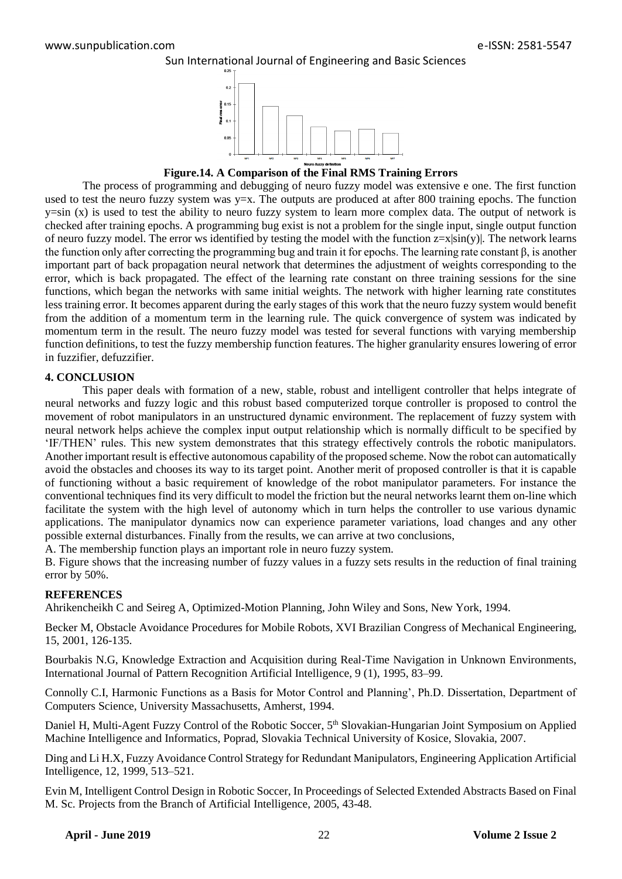**Figure.14. A Comparison of the Final RMS Training Errors**

The process of programming and debugging of neuro fuzzy model was extensive e one. The first function used to test the neuro fuzzy system was y=x. The outputs are produced at after 800 training epochs. The function y=sin (x) is used to test the ability to neuro fuzzy system to learn more complex data. The output of network is checked after training epochs. A programming bug exist is not a problem for the single input, single output function of neuro fuzzy model. The error ws identified by testing the model with the function z=x|sin(y)|. The network learns the function only after correcting the programming bug and train it for epochs. The learning rate constant β, is another important part of back propagation neural network that determines the adjustment of weights corresponding to the error, which is back propagated. The effect of the learning rate constant on three training sessions for the sine functions, which began the networks with same initial weights. The network with higher learning rate constitutes less training error. It becomes apparent during the early stages of this work that the neuro fuzzy system would benefit from the addition of a momentum term in the learning rule. The quick convergence of system was indicated by momentum term in the result. The neuro fuzzy model was tested for several functions with varying membership function definitions, to test the fuzzy membership function features. The higher granularity ensures lowering of error in fuzzifier, defuzzifier.

## 4. CONCLUSION

This paper deals with formation of a new, stable, robust and intelligent controller that helps integrate of neural networks and fuzzy logic and this robust based computerized torque controller is proposed to control the movement of robot manipulators in an unstructured dynamic environment. The replacement of fuzzy system with neural network helps achieve the complex input output relationship which is normally difficult to be specified by 'IF/THEN' rules. This new system demonstrates that this strategy effectively controls the robotic manipulators. Another important result is effective autonomous capability of the proposed scheme. Now the robot can automatically avoid the obstacles and chooses its way to its target point. Another merit of proposed controller is that it is capable of functioning without a basic requirement of knowledge of the robot manipulator parameters. For instance the conventional techniques find its very difficult to model the friction but the neural networks learnt them on-line which facilitate the system with the high level of autonomy which in turn helps the controller to use various dynamic applications. The manipulator dynamics now can experience parameter variations, load changes and any other possible external disturbances. Finally from the results, we can arrive at two conclusions,

A. The membership function plays an important role in neuro fuzzy system.

B. Figure shows that the increasing number of fuzzy values in a fuzzy sets results in the reduction of final training error by 50%.

## REFERENCES

Ahrikencheikh C and Seireg A, Optimized-Motion Planning, John Wiley and Sons, New York, 1994.

Becker M, Obstacle Avoidance Procedures for Mobile Robots, XVI Brazilian Congress of Mechanical Engineering, 15, 2001, 126-135.

Bourbakis N.G, Knowledge Extraction and Acquisition during Real-Time Navigation in Unknown Environments, International Journal of Pattern Recognition Artificial Intelligence, 9 (1), 1995, 83–99.

Connolly C.I, Harmonic Functions as a Basis for Motor Control and Planning', Ph.D. Dissertation, Department of Computers Science, University Massachusetts, Amherst, 1994.

Daniel H, Multi-Agent Fuzzy Control of the Robotic Soccer, 5th Slovakian-Hungarian Joint Symposium on Applied Machine Intelligence and Informatics, Poprad, Slovakia Technical University of Kosice, Slovakia, 2007.

Ding and Li H.X, Fuzzy Avoidance Control Strategy for Redundant Manipulators, Engineering Application Artificial Intelligence, 12, 1999, 513–521.

Evin M, Intelligent Control Design in Robotic Soccer, In Proceedings of Selected Extended Abstracts Based on Final M. Sc. Projects from the Branch of Artificial Intelligence, 2005, 43-48.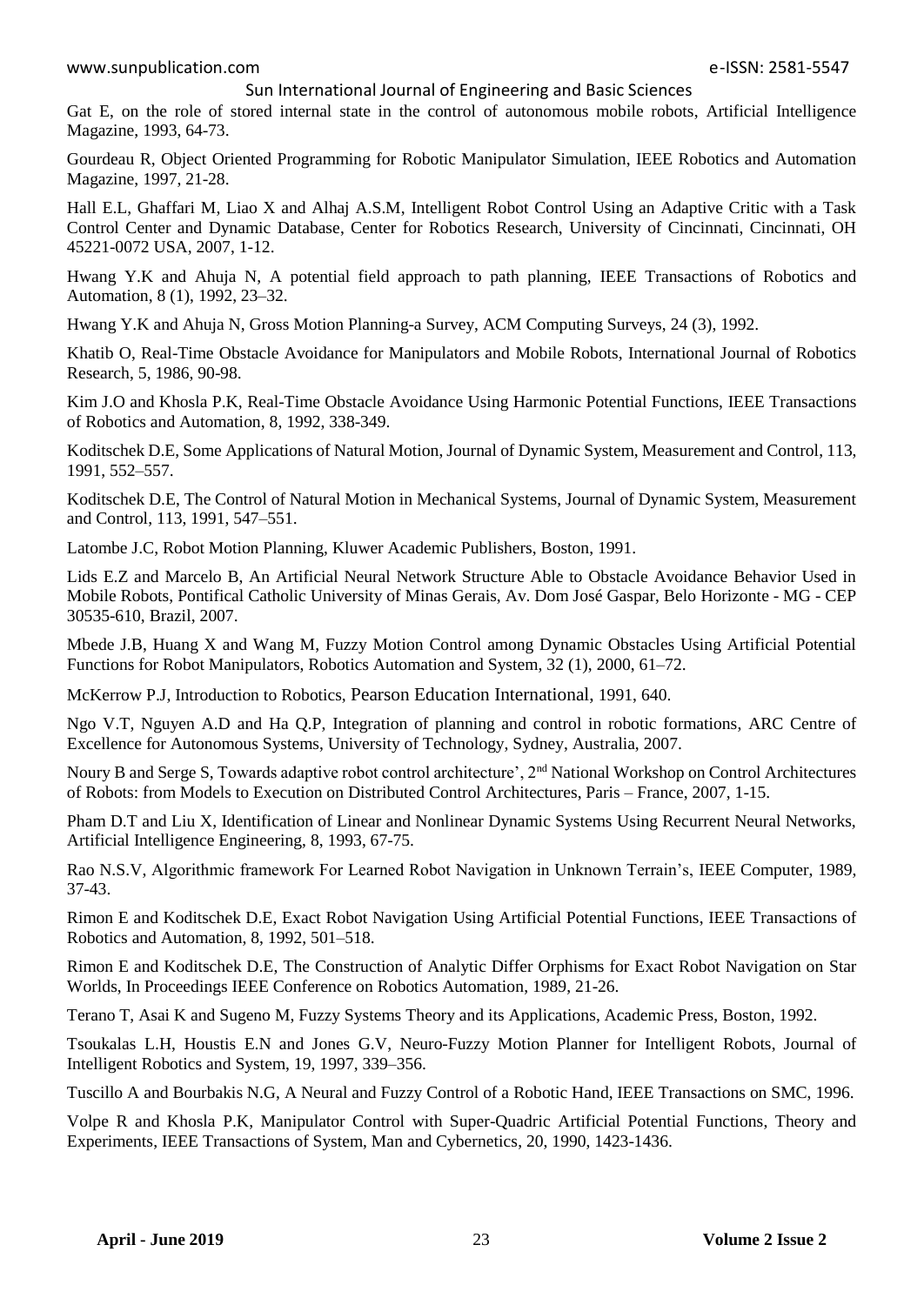Gat E, on the role of stored internal state in the control of autonomous mobile robots, Artificial Intelligence Magazine, 1993, 64-73.

Gourdeau R, Object Oriented Programming for Robotic Manipulator Simulation, IEEE Robotics and Automation Magazine, 1997, 21-28.

Hall E.L, Ghaffari M, Liao X and Alhaj A.S.M, Intelligent Robot Control Using an Adaptive Critic with a Task Control Center and Dynamic Database, Center for Robotics Research, University of Cincinnati, Cincinnati, OH 45221-0072 USA, 2007, 1-12.

Hwang Y.K and Ahuja N, A potential field approach to path planning, IEEE Transactions of Robotics and Automation, 8 (1), 1992, 23–32.

Hwang Y.K and Ahuja N, Gross Motion Planning-a Survey, ACM Computing Surveys, 24 (3), 1992.

Khatib O, Real-Time Obstacle Avoidance for Manipulators and Mobile Robots, International Journal of Robotics Research, 5, 1986, 90-98.

Kim J.O and Khosla P.K, Real-Time Obstacle Avoidance Using Harmonic Potential Functions, IEEE Transactions of Robotics and Automation, 8, 1992, 338-349.

Koditschek D.E, Some Applications of Natural Motion, Journal of Dynamic System, Measurement and Control, 113, 1991, 552–557.

Koditschek D.E, The Control of Natural Motion in Mechanical Systems, Journal of Dynamic System, Measurement and Control, 113, 1991, 547–551.

Latombe J.C, Robot Motion Planning, Kluwer Academic Publishers, Boston, 1991.

Lids E.Z and Marcelo B, An Artificial Neural Network Structure Able to Obstacle Avoidance Behavior Used in Mobile Robots, Pontifical Catholic University of Minas Gerais, Av. Dom José Gaspar, Belo Horizonte - MG - CEP 30535-610, Brazil, 2007.

Mbede J.B, Huang X and Wang M, Fuzzy Motion Control among Dynamic Obstacles Using Artificial Potential Functions for Robot Manipulators, Robotics Automation and System, 32 (1), 2000, 61–72.

McKerrow P.J, Introduction to Robotics, Pearson Education International, 1991, 640.

Ngo V.T, Nguyen A.D and Ha Q.P, Integration of planning and control in robotic formations, ARC Centre of Excellence for Autonomous Systems, University of Technology, Sydney, Australia, 2007.

Noury B and Serge S, Towards adaptive robot control architecture', 2nd National Workshop on Control Architectures of Robots: from Models to Execution on Distributed Control Architectures, Paris – France, 2007, 1-15.

Pham D.T and Liu X, Identification of Linear and Nonlinear Dynamic Systems Using Recurrent Neural Networks, Artificial Intelligence Engineering, 8, 1993, 67-75.

Rao N.S.V, Algorithmic framework For Learned Robot Navigation in Unknown Terrain's, IEEE Computer, 1989, 37-43.

Rimon E and Koditschek D.E, Exact Robot Navigation Using Artificial Potential Functions, IEEE Transactions of Robotics and Automation, 8, 1992, 501–518.

Rimon E and Koditschek D.E, The Construction of Analytic Differ Orphisms for Exact Robot Navigation on Star Worlds, In Proceedings IEEE Conference on Robotics Automation, 1989, 21-26.

Terano T, Asai K and Sugeno M, Fuzzy Systems Theory and its Applications, Academic Press, Boston, 1992.

Tsoukalas L.H, Houstis E.N and Jones G.V, Neuro-Fuzzy Motion Planner for Intelligent Robots, Journal of Intelligent Robotics and System, 19, 1997, 339–356.

Tuscillo A and Bourbakis N.G, A Neural and Fuzzy Control of a Robotic Hand, IEEE Transactions on SMC, 1996.

Volpe R and Khosla P.K, Manipulator Control with Super-Quadric Artificial Potential Functions, Theory and Experiments, IEEE Transactions of System, Man and Cybernetics, 20, 1990, 1423-1436.